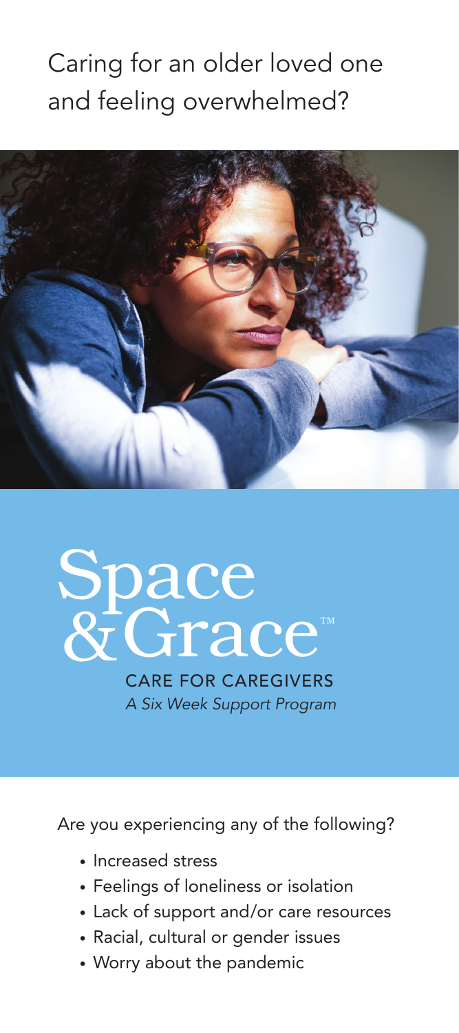# Caring for an older loved one and feeling overwhelmed?

# Space & Grace™

**CARE FOR CAREGIVERS**

*A Six Week Support Program*

Are you experiencing any of the following?

- Increased stress
- Feelings of loneliness or isolation
- Lack of support and/or care resources
- Racial, cultural or gender issues
- Worry about the pandemic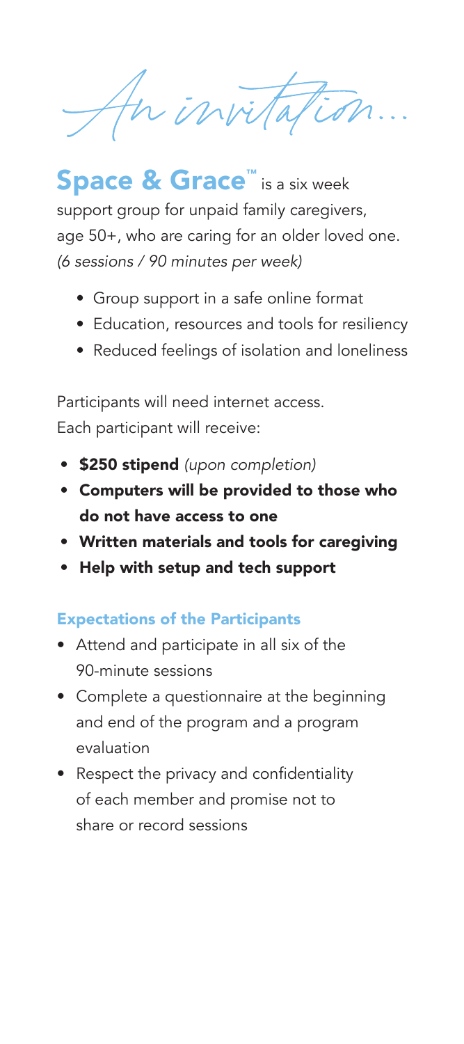*An invitation...*

**Space & Grace™** is a six week support group for unpaid family caregivers, age 50+, who are caring for an older loved one. *(6 sessions / 90 minutes per week)*

- Group support in a safe online format
- Education, resources and tools for resiliency
- Reduced feelings of isolation and loneliness

Participants will need internet access. Each participant will receive:

- **$250 stipend** *(upon completion)*
- **Computers will be provided to those who do not have access to one**
- **Written materials and tools for caregiving**
- **Help with setup and tech support**

### Expectations of the Participants

- Attend and participate in all six of the 90-minute sessions
- Complete a questionnaire at the beginning and end of the program and a program evaluation
- Respect the privacy and confidentiality of each member and promise not to share or record sessions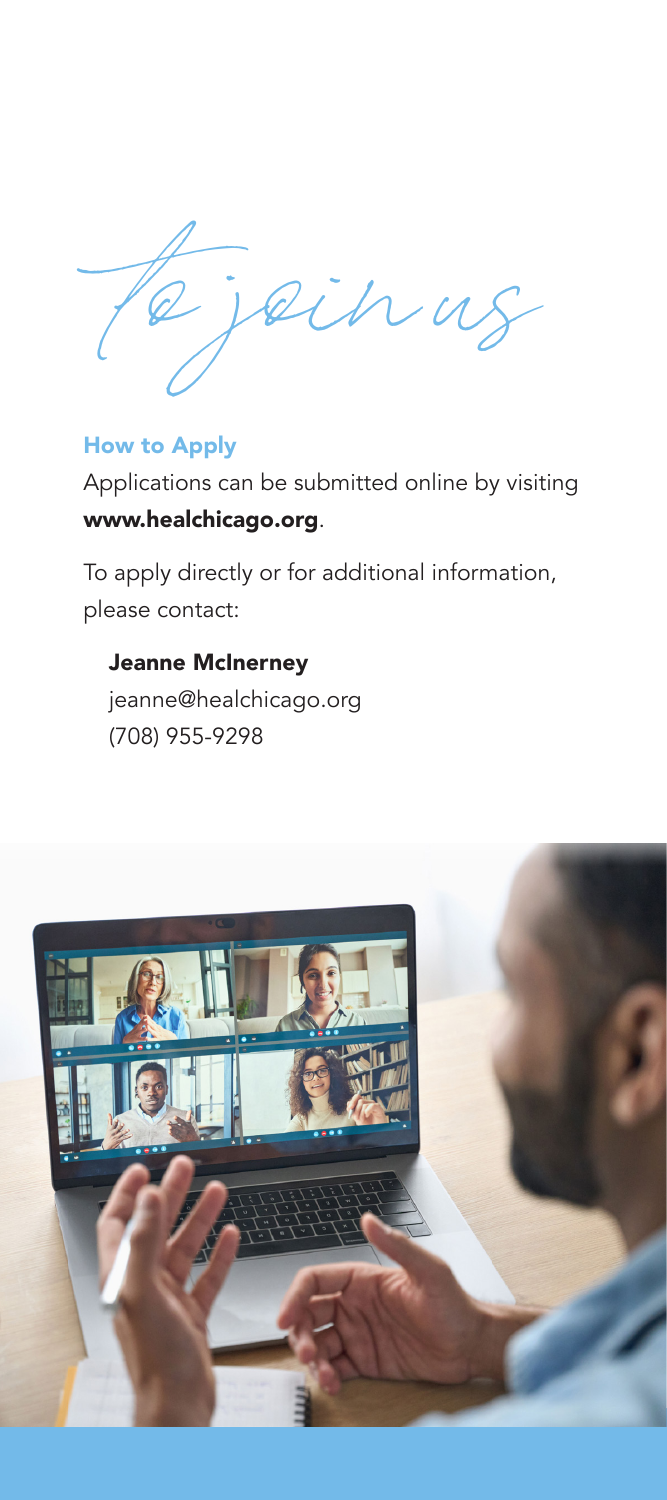*To join us*

### How to Apply

Applications can be submitted online by visiting **www.healchicago.org**.

To apply directly or for additional information, please contact:

**Jeanne McInerney**
jeanne@healchicago.org
(708) 955-9298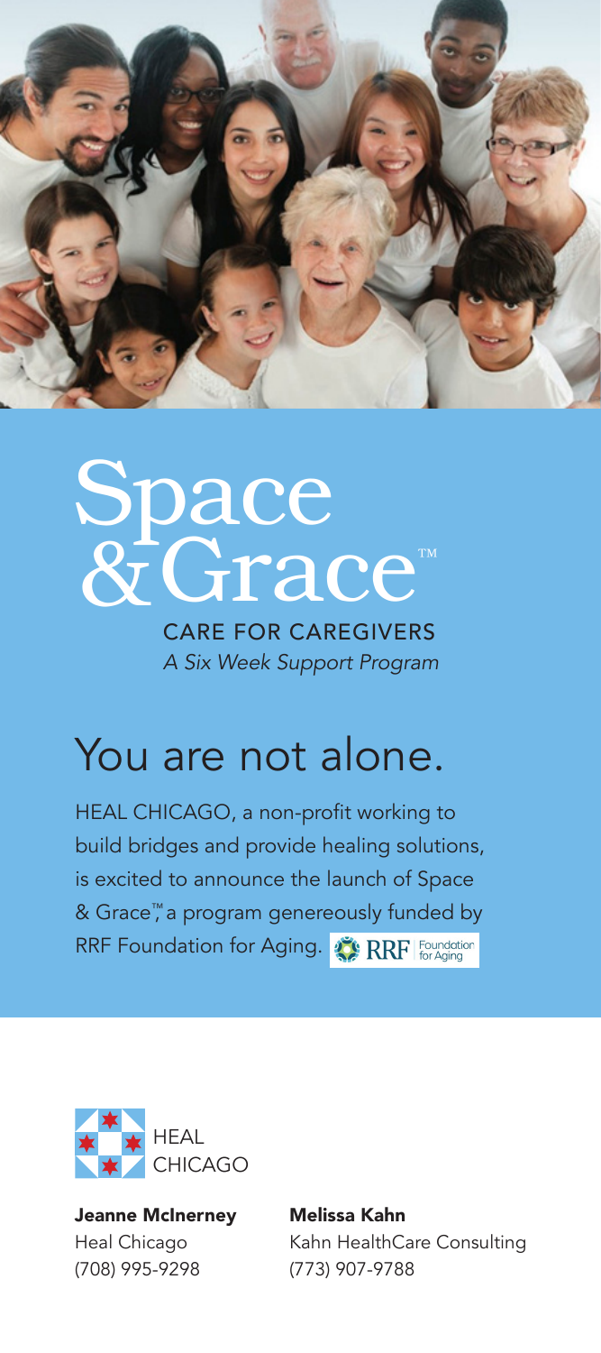# Space & Grace™

CARE FOR CAREGIVERS

*A Six Week Support Program*

## You are not alone.

HEAL CHICAGO, a non-profit working to build bridges and provide healing solutions, is excited to announce the launch of Space & Grace™, a program genereously funded by RRF Foundation for Aging.

HEAL CHICAGO

**Jeanne McInerney**
Heal Chicago
(708) 995-9298

**Melissa Kahn**
Kahn HealthCare Consulting
(773) 907-9788